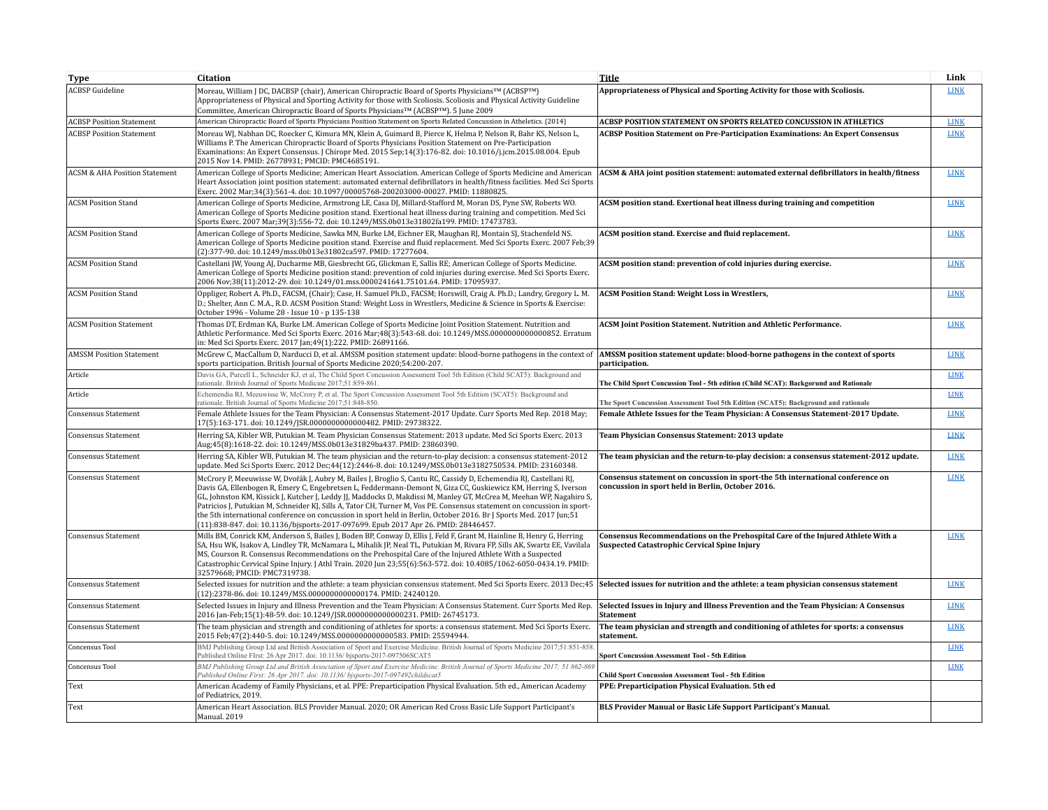| Type | Citation | Title | Link |
|---|---|---|---|
| ACBSP Guideline | Moreau, William J DC, DACBSP (chair), American Chiropractic Board of Sports Physicians™ (ACBSP™) Appropriateness of Physical and Sporting Activity for those with Scoliosis. Scoliosis and Physical Activity Guideline Committee, American Chiropractic Board of Sports Physicians™ (ACBSP™). 5 June 2009 | **Appropriateness of Physical and Sporting Activity for those with Scoliosis.** | LINK |
| ACBSP Position Statement | American Chiropractic Board of Sports Physicians Position Statement on Sports Related Concussion in Atheletics. (2014) | **ACBSP POSITION STATEMENT ON SPORTS RELATED CONCUSSION IN ATHLETICS** | LINK |
| ACBSP Position Statement | Moreau WJ, Nabhan DC, Roecker C, Kimura MN, Klein A, Guimard B, Pierce K, Helma P, Nelson R, Bahr KS, Nelson L, Williams P. The American Chiropractic Board of Sports Physicians Position Statement on Pre-Participation Examinations: An Expert Consensus. J Chiropr Med. 2015 Sep;14(3):176-82. doi: 10.1016/j.jcm.2015.08.004. Epub 2015 Nov 14. PMID: 26778931; PMCID: PMC4685191. | **ACBSP Position Statement on Pre-Participation Examinations: An Expert Consensus** | LINK |
| ACSM & AHA Position Statement | American College of Sports Medicine; American Heart Association. American College of Sports Medicine and American Heart Association joint position statement: automated external defibrillators in health/fitness facilities. Med Sci Sports Exerc. 2002 Mar;34(3):561-4. doi: 10.1097/00005768-200203000-00027. PMID: 11880825. | **ACSM & AHA joint position statement: automated external defibrillators in health/fitness** | LINK |
| ACSM Position Stand | American College of Sports Medicine, Armstrong LE, Casa DJ, Millard-Stafford M, Moran DS, Pyne SW, Roberts WO. American College of Sports Medicine position stand. Exertional heat illness during training and competition. Med Sci Sports Exerc. 2007 Mar;39(3):556-72. doi: 10.1249/MSS.0b013e31802fa199. PMID: 17473783. | **ACSM position stand. Exertional heat illness during training and competition** | LINK |
| ACSM Position Stand | American College of Sports Medicine, Sawka MN, Burke LM, Eichner ER, Maughan RJ, Montain SJ, Stachenfeld NS. American College of Sports Medicine position stand. Exercise and fluid replacement. Med Sci Sports Exerc. 2007 Feb;39(2):377-90. doi: 10.1249/mss.0b013e31802ca597. PMID: 17277604. | **ACSM position stand. Exercise and fluid replacement.** | LINK |
| ACSM Position Stand | Castellani JW, Young AJ, Ducharme MB, Giesbrecht GG, Glickman E, Sallis RE; American College of Sports Medicine. American College of Sports Medicine position stand: prevention of cold injuries during exercise. Med Sci Sports Exerc. 2006 Nov;38(11):2012-29. doi: 10.1249/01.mss.0000241641.75101.64. PMID: 17095937. | **ACSM position stand: prevention of cold injuries during exercise.** | LINK |
| ACSM Position Stand | Oppliger, Robert A. Ph.D., FACSM, (Chair); Case, H. Samuel Ph.D., FACSM; Horswill, Craig A. Ph.D.; Landry, Gregory L. M. D.; Shelter, Ann C. M.A., R.D. ACSM Position Stand: Weight Loss in Wrestlers, Medicine & Science in Sports & Exercise: October 1996 - Volume 28 - Issue 10 - p 135-138 | **ACSM Position Stand: Weight Loss in Wrestlers,** | LINK |
| ACSM Position Statement | Thomas DT, Erdman KA, Burke LM. American College of Sports Medicine Joint Position Statement. Nutrition and Athletic Performance. Med Sci Sports Exerc. 2016 Mar;48(3):543-68. doi: 10.1249/MSS.0000000000000852. Erratum in: Med Sci Sports Exerc. 2017 Jan;49(1):222. PMID: 26891166. | **ACSM Joint Position Statement. Nutrition and Athletic Performance.** | LINK |
| AMSSM Position Statement | McGrew C, MacCallum D, Narducci D, et al. AMSSM position statement update: blood-borne pathogens in the context of sports participation. British Journal of Sports Medicine 2020;54:200-207. | **AMSSM position statement update: blood-borne pathogens in the context of sports participation.** | LINK |
| Article | Davis GA, Purcell L, Schneider KJ, et al, The Child Sport Concussion Assessment Tool 5th Edition (Child SCAT5): Background and rationale. British Journal of Sports Medicine 2017;51:859-861. | **The Child Sport Concussion Tool - 5th edition (Child SCAT): Backgorund and Rationale** | LINK |
| Article | Echemendia RJ, Meeuwisse W, McCrory P, et al. The Sport Concussion Assessment Tool 5th Edition (SCAT5): Background and rationale. British Journal of Sports Medicine 2017;51:848-850. | **The Sport Concussion Assessment Tool 5th Edition (SCAT5): Background and rationale** | LINK |
| Consensus Statement | Female Athlete Issues for the Team Physician: A Consensus Statement-2017 Update. Curr Sports Med Rep. 2018 May; 17(5):163-171. doi: 10.1249/JSR.0000000000000482. PMID: 29738322. | **Female Athlete Issues for the Team Physician: A Consensus Statement-2017 Update.** | LINK |
| Consensus Statement | Herring SA, Kibler WB, Putukian M. Team Physician Consensus Statement: 2013 update. Med Sci Sports Exerc. 2013 Aug;45(8):1618-22. doi: 10.1249/MSS.0b013e31829ba437. PMID: 23860390. | **Team Physician Consensus Statement: 2013 update** | LINK |
| Consensus Statement | Herring SA, Kibler WB, Putukian M. The team physician and the return-to-play decision: a consensus statement-2012 update. Med Sci Sports Exerc. 2012 Dec;44(12):2446-8. doi: 10.1249/MSS.0b013e3182750534. PMID: 23160348. | **The team physician and the return-to-play decision: a consensus statement-2012 update.** | LINK |
| Consensus Statement | McCrory P, Meeuwisse W, Dvořák J, Aubry M, Bailes J, Broglio S, Cantu RC, Cassidy D, Echemendia RJ, Castellani RJ, Davis GA, Ellenbogen R, Emery C, Engebretsen L, Feddermann-Demont N, Giza CC, Guskiewicz KM, Herring S, Iverson GL, Johnston KM, Kissick J, Kutcher J, Leddy JJ, Maddocks D, Makdissi M, Manley GT, McCrea M, Meehan WP, Nagahiro S, Patricios J, Putukian M, Schneider KJ, Sills A, Tator CH, Turner M, Vos PE. Consensus statement on concussion in sport-the 5th international conference on concussion in sport held in Berlin, October 2016. Br J Sports Med. 2017 Jun;51(11):838-847. doi: 10.1136/bjsports-2017-097699. Epub 2017 Apr 26. PMID: 28446457. | **Consensus statement on concussion in sport-the 5th international conference on concussion in sport held in Berlin, October 2016.** | LINK |
| Consensus Statement | Mills BM, Conrick KM, Anderson S, Bailes J, Boden BP, Conway D, Ellis J, Feld F, Grant M, Hainline B, Henry G, Herring SA, Hsu WK, Isakov A, Lindley TR, McNamara L, Mihalik JP, Neal TL, Putukian M, Rivara FP, Sills AK, Swartz EE, Vavilala MS, Courson R. Consensus Recommendations on the Prehospital Care of the Injured Athlete With a Suspected Catastrophic Cervical Spine Injury. J Athl Train. 2020 Jun 23;55(6):563-572. doi: 10.4085/1062-6050-0434.19. PMID: 32579668; PMCID: PMC7319738. | **Consensus Recommendations on the Prehospital Care of the Injured Athlete With a Suspected Catastrophic Cervical Spine Injury** | LINK |
| Consensus Statement | Selected issues for nutrition and the athlete: a team physician consensus statement. Med Sci Sports Exerc. 2013 Dec;45(12):2378-86. doi: 10.1249/MSS.0000000000000174. PMID: 24240120. | **Selected issues for nutrition and the athlete: a team physician consensus statement** | LINK |
| Consensus Statement | Selected Issues in Injury and Illness Prevention and the Team Physician: A Consensus Statement. Curr Sports Med Rep. 2016 Jan-Feb;15(1):48-59. doi: 10.1249/JSR.0000000000000231. PMID: 26745173. | **Selected Issues in Injury and Illness Prevention and the Team Physician: A Consensus Statement** | LINK |
| Consensus Statement | The team physician and strength and conditioning of athletes for sports: a consensus statement. Med Sci Sports Exerc. 2015 Feb;47(2):440-5. doi: 10.1249/MSS.0000000000000583. PMID: 25594944. | **The team physician and strength and conditioning of athletes for sports: a consensus statement.** | LINK |
| Concencus Tool | BMJ Publishing Group Ltd and British Association of Sport and Exercise Medicine. British Journal of Sports Medicine 2017;51:851-858. Published Online FIrst: 26 Apr 2017. doi: 10.1136/ bjsports-2017-097506SCAT5 | **Sport Concussion Assessment Tool - 5th Edition** | LINK |
| Concencus Tool | *BMJ Publishing Group Ltd and British Association of Sport and Exercise Medicine. British Journal of Sports Medicine 2017; 51 862-869 Published Online First: 26 Apr 2017. doi: 10.1136/ bjsports-2017-097492childscat5* | **Child Sport Concussion Assessment Tool - 5th Edition** | LINK |
| Text | American Academy of Family Physicians, et al. PPE: Preparticipation Physical Evaluation. 5th ed., American Academy of Pediatrics, 2019. | **PPE: Preparticipation Physical Evaluation. 5th ed** | |
| Text | American Heart Association. BLS Provider Manual. 2020; OR American Red Cross Basic Life Support Participant's Manual. 2019 | **BLS Provider Manual or Basic Life Support Participant's Manual.** | |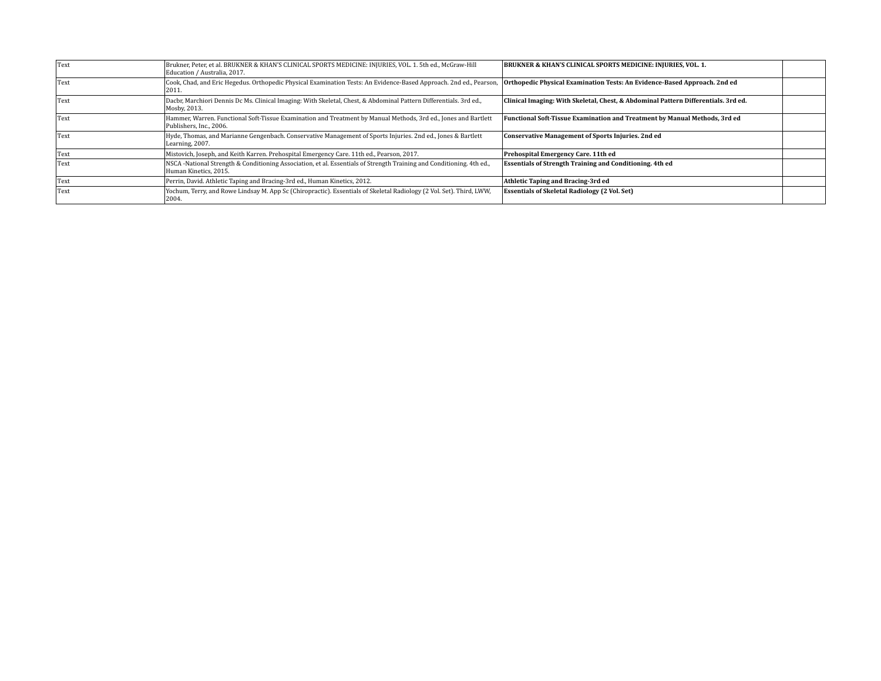| | | | |
|---|---|---|---|
| Text | Brukner, Peter, et al. BRUKNER & KHAN'S CLINICAL SPORTS MEDICINE: INJURIES, VOL. 1. 5th ed., McGraw-Hill Education / Australia, 2017. | **BRUKNER & KHAN'S CLINICAL SPORTS MEDICINE: INJURIES, VOL. 1.** | |
| Text | Cook, Chad, and Eric Hegedus. Orthopedic Physical Examination Tests: An Evidence-Based Approach. 2nd ed., Pearson, 2011. | **Orthopedic Physical Examination Tests: An Evidence-Based Approach. 2nd ed** | |
| Text | Dacbr, Marchiori Dennis Dc Ms. Clinical Imaging: With Skeletal, Chest, & Abdominal Pattern Differentials. 3rd ed., Mosby, 2013. | **Clinical Imaging: With Skeletal, Chest, & Abdominal Pattern Differentials. 3rd ed.** | |
| Text | Hammer, Warren. Functional Soft-Tissue Examination and Treatment by Manual Methods, 3rd ed., Jones and Bartlett Publishers, Inc., 2006. | **Functional Soft-Tissue Examination and Treatment by Manual Methods, 3rd ed** | |
| Text | Hyde, Thomas, and Marianne Gengenbach. Conservative Management of Sports Injuries. 2nd ed., Jones & Bartlett Learning, 2007. | **Conservative Management of Sports Injuries. 2nd ed** | |
| Text | Mistovich, Joseph, and Keith Karren. Prehospital Emergency Care. 11th ed., Pearson, 2017. | **Prehospital Emergency Care. 11th ed** | |
| Text | NSCA -National Strength & Conditioning Association, et al. Essentials of Strength Training and Conditioning. 4th ed., Human Kinetics, 2015. | **Essentials of Strength Training and Conditioning. 4th ed** | |
| Text | Perrin, David. Athletic Taping and Bracing-3rd ed., Human Kinetics, 2012. | **Athletic Taping and Bracing-3rd ed** | |
| Text | Yochum, Terry, and Rowe Lindsay M. App Sc (Chiropractic). Essentials of Skeletal Radiology (2 Vol. Set). Third, LWW, 2004. | **Essentials of Skeletal Radiology (2 Vol. Set)** | |